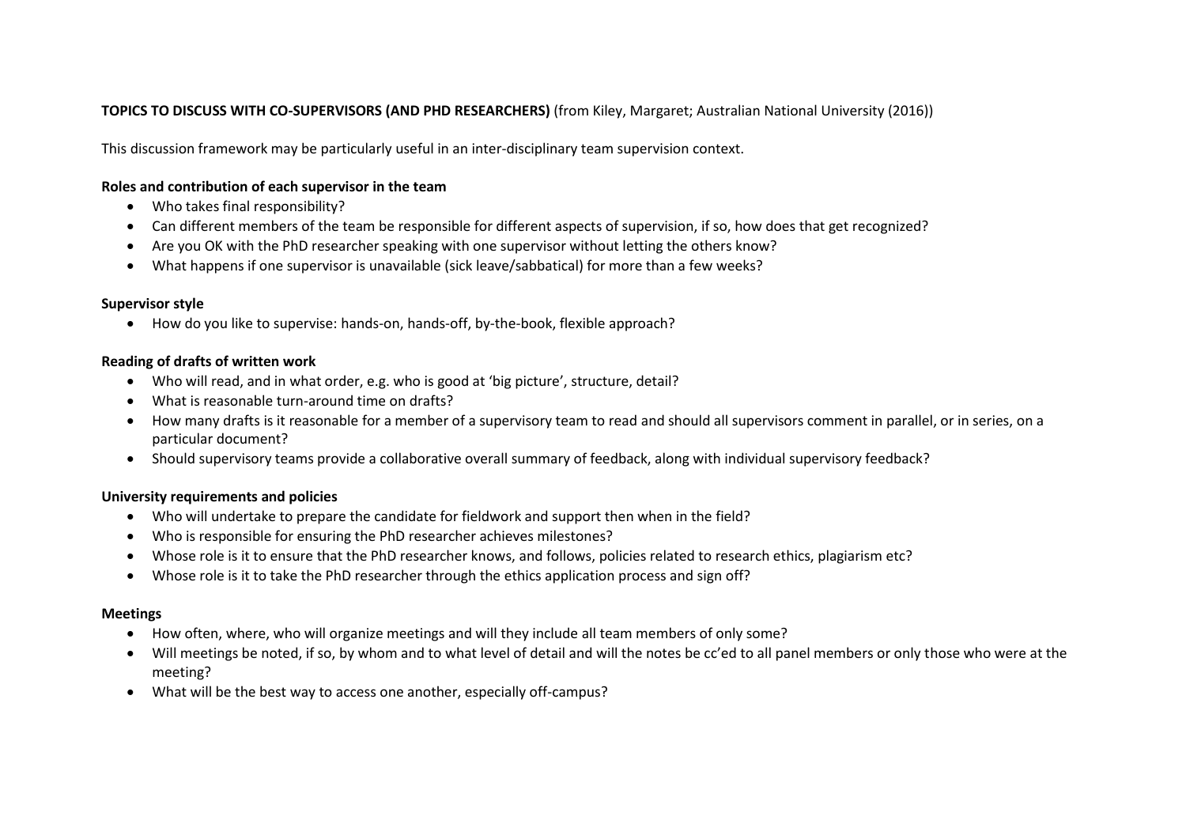**TOPICS TO DISCUSS WITH CO-SUPERVISORS (AND PHD RESEARCHERS)** (from Kiley, Margaret; Australian National University (2016))

This discussion framework may be particularly useful in an inter-disciplinary team supervision context.

**Roles and contribution of each supervisor in the team**

- Who takes final responsibility?
- Can different members of the team be responsible for different aspects of supervision, if so, how does that get recognized?
- Are you OK with the PhD researcher speaking with one supervisor without letting the others know?
- What happens if one supervisor is unavailable (sick leave/sabbatical) for more than a few weeks?

**Supervisor style**

- How do you like to supervise: hands-on, hands-off, by-the-book, flexible approach?

**Reading of drafts of written work**

- Who will read, and in what order, e.g. who is good at 'big picture', structure, detail?
- What is reasonable turn-around time on drafts?
- How many drafts is it reasonable for a member of a supervisory team to read and should all supervisors comment in parallel, or in series, on a particular document?
- Should supervisory teams provide a collaborative overall summary of feedback, along with individual supervisory feedback?

**University requirements and policies**

- Who will undertake to prepare the candidate for fieldwork and support then when in the field?
- Who is responsible for ensuring the PhD researcher achieves milestones?
- Whose role is it to ensure that the PhD researcher knows, and follows, policies related to research ethics, plagiarism etc?
- Whose role is it to take the PhD researcher through the ethics application process and sign off?

**Meetings**

- How often, where, who will organize meetings and will they include all team members of only some?
- Will meetings be noted, if so, by whom and to what level of detail and will the notes be cc'ed to all panel members or only those who were at the meeting?
- What will be the best way to access one another, especially off-campus?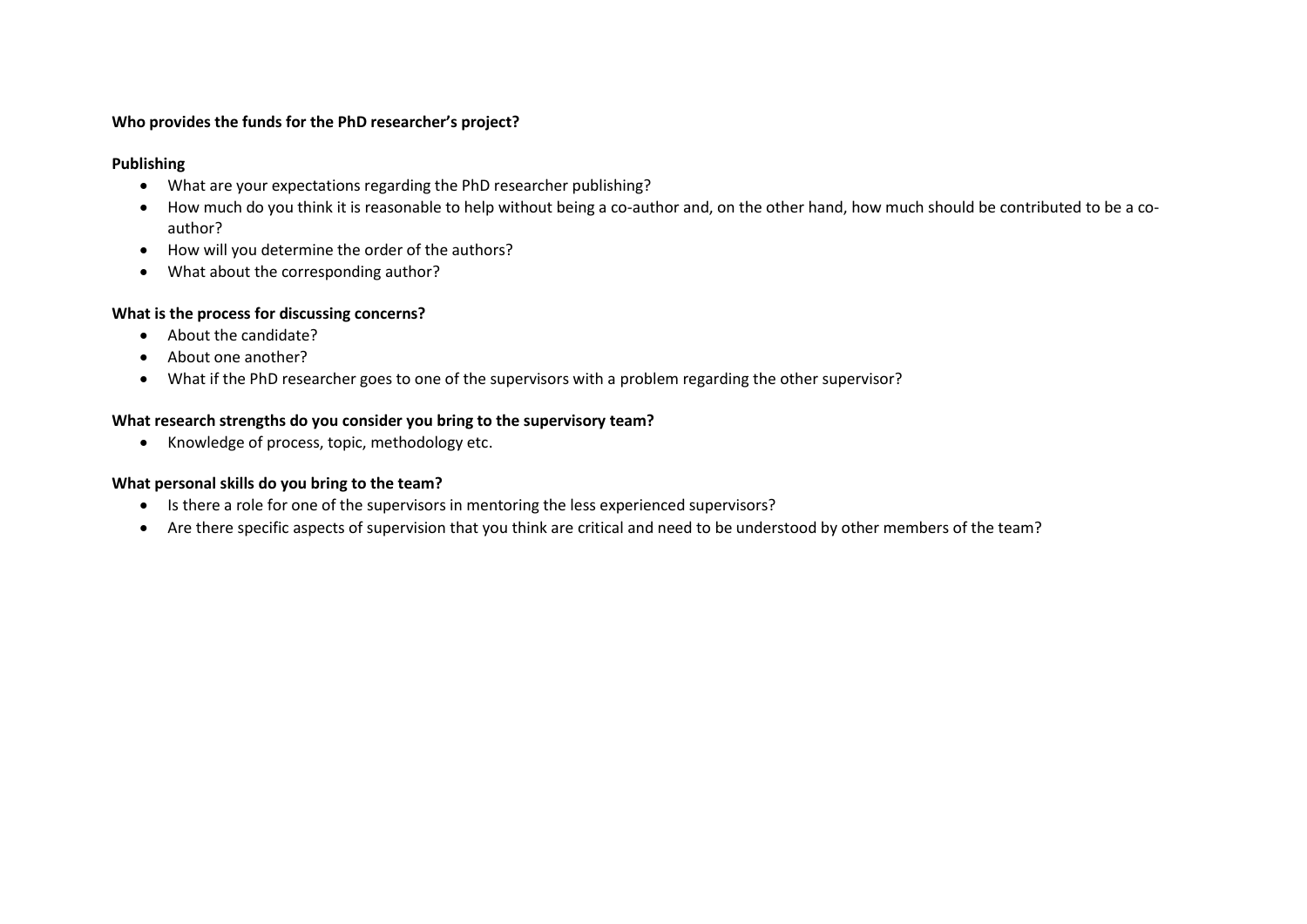**Who provides the funds for the PhD researcher's project?**

**Publishing**

- What are your expectations regarding the PhD researcher publishing?
- How much do you think it is reasonable to help without being a co-author and, on the other hand, how much should be contributed to be a co-author?
- How will you determine the order of the authors?
- What about the corresponding author?

**What is the process for discussing concerns?**

- About the candidate?
- About one another?
- What if the PhD researcher goes to one of the supervisors with a problem regarding the other supervisor?

**What research strengths do you consider you bring to the supervisory team?**

- Knowledge of process, topic, methodology etc.

**What personal skills do you bring to the team?**

- Is there a role for one of the supervisors in mentoring the less experienced supervisors?
- Are there specific aspects of supervision that you think are critical and need to be understood by other members of the team?